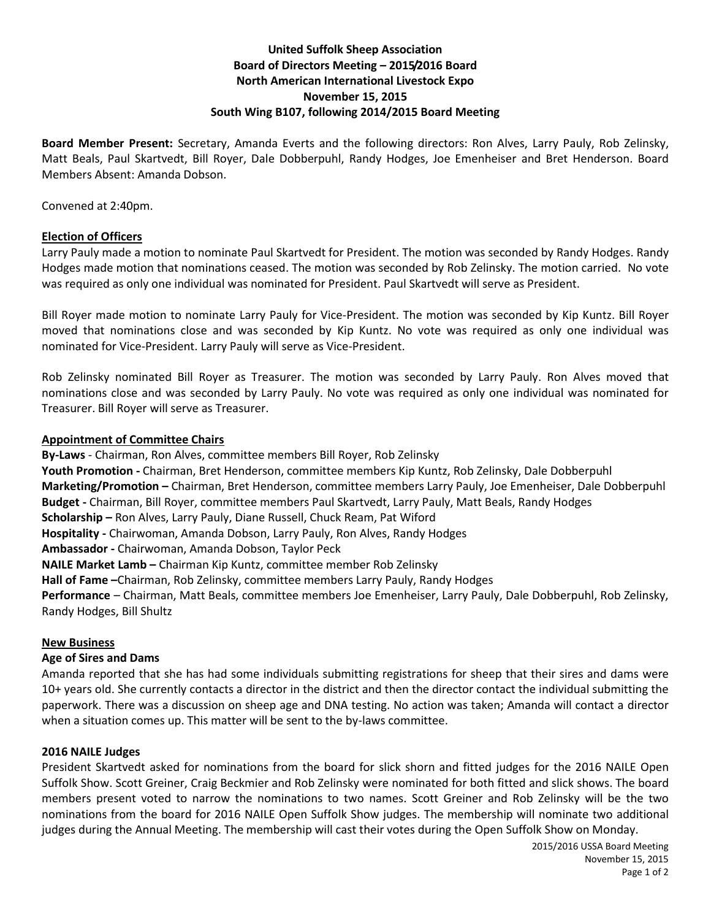**United Suffolk Sheep Association**
**Board of Directors Meeting – 2015/2016 Board**
**North American International Livestock Expo**
**November 15, 2015**
**South Wing B107, following 2014/2015 Board Meeting**

**Board Member Present:** Secretary, Amanda Everts and the following directors: Ron Alves, Larry Pauly, Rob Zelinsky, Matt Beals, Paul Skartvedt, Bill Royer, Dale Dobberpuhl, Randy Hodges, Joe Emenheiser and Bret Henderson. Board Members Absent: Amanda Dobson.

Convened at 2:40pm.

## Election of Officers

Larry Pauly made a motion to nominate Paul Skartvedt for President. The motion was seconded by Randy Hodges. Randy Hodges made motion that nominations ceased. The motion was seconded by Rob Zelinsky. The motion carried. No vote was required as only one individual was nominated for President. Paul Skartvedt will serve as President.

Bill Royer made motion to nominate Larry Pauly for Vice-President. The motion was seconded by Kip Kuntz. Bill Royer moved that nominations close and was seconded by Kip Kuntz. No vote was required as only one individual was nominated for Vice-President. Larry Pauly will serve as Vice-President.

Rob Zelinsky nominated Bill Royer as Treasurer. The motion was seconded by Larry Pauly. Ron Alves moved that nominations close and was seconded by Larry Pauly. No vote was required as only one individual was nominated for Treasurer. Bill Royer will serve as Treasurer.

## Appointment of Committee Chairs

**By-Laws** - Chairman, Ron Alves, committee members Bill Royer, Rob Zelinsky
**Youth Promotion -** Chairman, Bret Henderson, committee members Kip Kuntz, Rob Zelinsky, Dale Dobberpuhl
**Marketing/Promotion –** Chairman, Bret Henderson, committee members Larry Pauly, Joe Emenheiser, Dale Dobberpuhl
**Budget -** Chairman, Bill Royer, committee members Paul Skartvedt, Larry Pauly, Matt Beals, Randy Hodges
**Scholarship –** Ron Alves, Larry Pauly, Diane Russell, Chuck Ream, Pat Wiford
**Hospitality -** Chairwoman, Amanda Dobson, Larry Pauly, Ron Alves, Randy Hodges
**Ambassador -** Chairwoman, Amanda Dobson, Taylor Peck
**NAILE Market Lamb –** Chairman Kip Kuntz, committee member Rob Zelinsky
**Hall of Fame –**Chairman, Rob Zelinsky, committee members Larry Pauly, Randy Hodges
**Performance** – Chairman, Matt Beals, committee members Joe Emenheiser, Larry Pauly, Dale Dobberpuhl, Rob Zelinsky, Randy Hodges, Bill Shultz

## New Business

### Age of Sires and Dams

Amanda reported that she has had some individuals submitting registrations for sheep that their sires and dams were 10+ years old. She currently contacts a director in the district and then the director contact the individual submitting the paperwork. There was a discussion on sheep age and DNA testing. No action was taken; Amanda will contact a director when a situation comes up. This matter will be sent to the by-laws committee.

### 2016 NAILE Judges

President Skartvedt asked for nominations from the board for slick shorn and fitted judges for the 2016 NAILE Open Suffolk Show. Scott Greiner, Craig Beckmier and Rob Zelinsky were nominated for both fitted and slick shows. The board members present voted to narrow the nominations to two names. Scott Greiner and Rob Zelinsky will be the two nominations from the board for 2016 NAILE Open Suffolk Show judges. The membership will nominate two additional judges during the Annual Meeting. The membership will cast their votes during the Open Suffolk Show on Monday.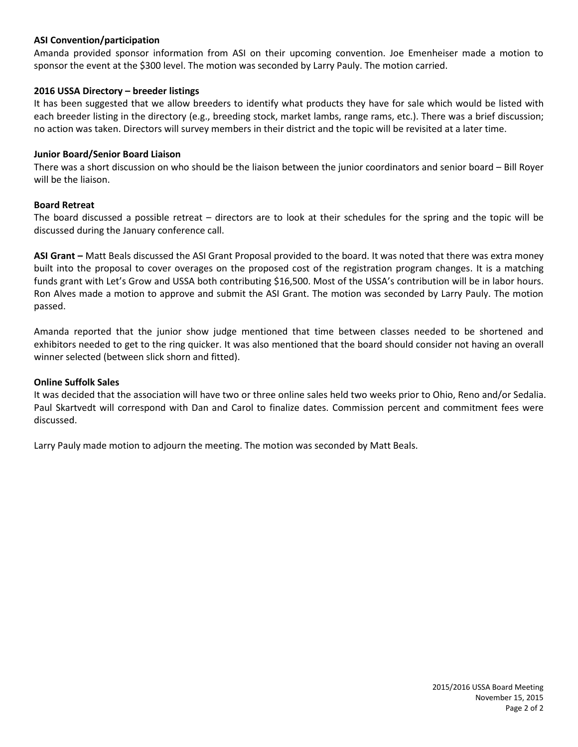**ASI Convention/participation**

Amanda provided sponsor information from ASI on their upcoming convention. Joe Emenheiser made a motion to sponsor the event at the $300 level. The motion was seconded by Larry Pauly. The motion carried.

**2016 USSA Directory – breeder listings**

It has been suggested that we allow breeders to identify what products they have for sale which would be listed with each breeder listing in the directory (e.g., breeding stock, market lambs, range rams, etc.). There was a brief discussion; no action was taken. Directors will survey members in their district and the topic will be revisited at a later time.

**Junior Board/Senior Board Liaison**

There was a short discussion on who should be the liaison between the junior coordinators and senior board – Bill Royer will be the liaison.

**Board Retreat**

The board discussed a possible retreat – directors are to look at their schedules for the spring and the topic will be discussed during the January conference call.

**ASI Grant –** Matt Beals discussed the ASI Grant Proposal provided to the board. It was noted that there was extra money built into the proposal to cover overages on the proposed cost of the registration program changes. It is a matching funds grant with Let's Grow and USSA both contributing $16,500. Most of the USSA's contribution will be in labor hours. Ron Alves made a motion to approve and submit the ASI Grant. The motion was seconded by Larry Pauly. The motion passed.

Amanda reported that the junior show judge mentioned that time between classes needed to be shortened and exhibitors needed to get to the ring quicker. It was also mentioned that the board should consider not having an overall winner selected (between slick shorn and fitted).

**Online Suffolk Sales**

It was decided that the association will have two or three online sales held two weeks prior to Ohio, Reno and/or Sedalia. Paul Skartvedt will correspond with Dan and Carol to finalize dates. Commission percent and commitment fees were discussed.

Larry Pauly made motion to adjourn the meeting. The motion was seconded by Matt Beals.